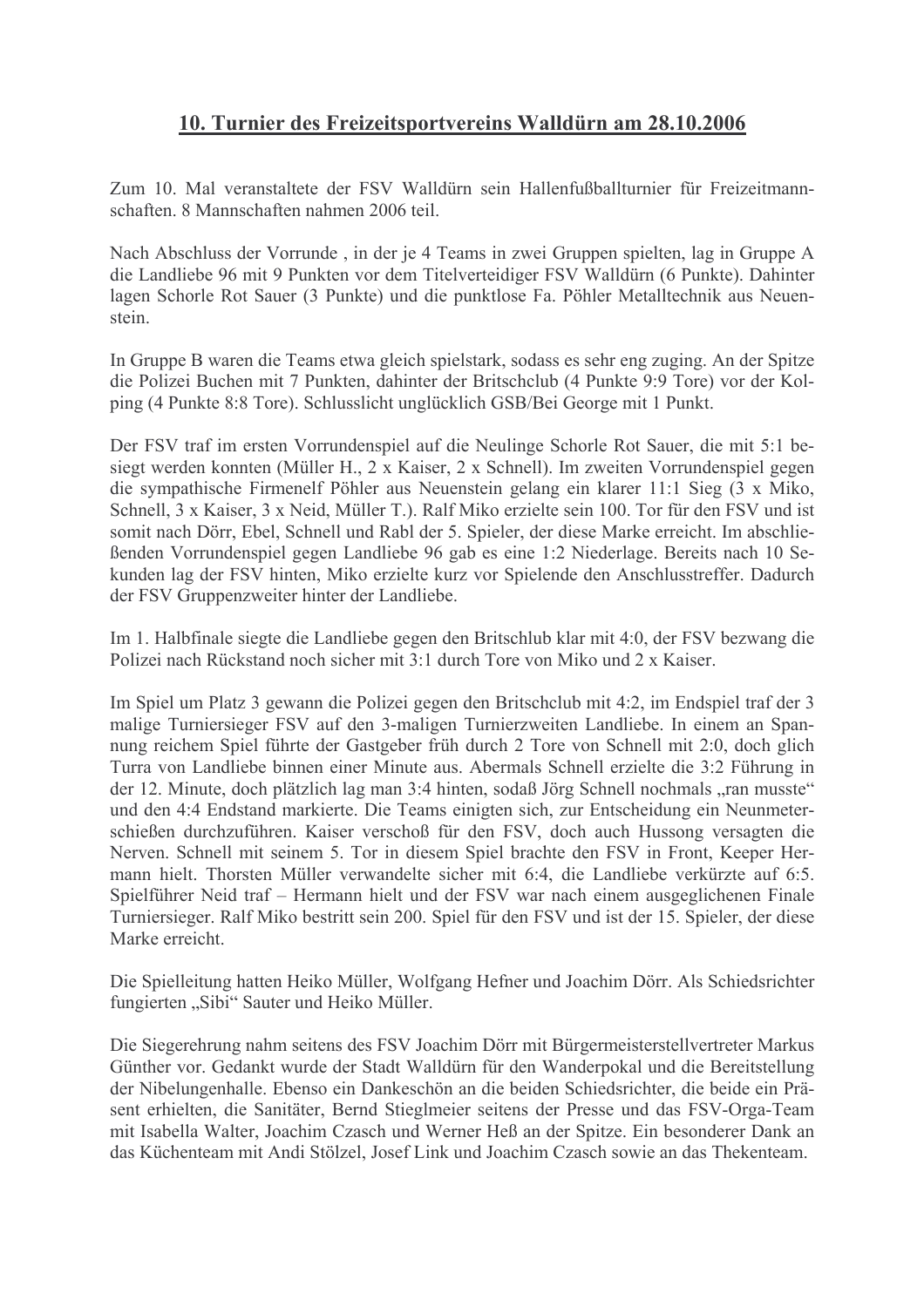# 10. Turnier des Freizeitsportvereins Walldürn am 28.10.2006

Zum 10. Mal veranstaltete der FSV Walldürn sein Hallenfußballturnier für Freizeitmannschaften. 8 Mannschaften nahmen 2006 teil.

Nach Abschluss der Vorrunde , in der je 4 Teams in zwei Gruppen spielten, lag in Gruppe A die Landliebe 96 mit 9 Punkten vor dem Titelverteidiger FSV Walldürn (6 Punkte). Dahinter lagen Schorle Rot Sauer (3 Punkte) und die punktlose Fa. Pöhler Metalltechnik aus Neuenstein.

In Gruppe B waren die Teams etwa gleich spielstark, sodass es sehr eng zuging. An der Spitze die Polizei Buchen mit 7 Punkten, dahinter der Britschclub (4 Punkte 9:9 Tore) vor der Kolping (4 Punkte 8:8 Tore). Schlusslicht unglücklich GSB/Bei George mit 1 Punkt.

Der FSV traf im ersten Vorrundenspiel auf die Neulinge Schorle Rot Sauer, die mit 5:1 besiegt werden konnten (Müller H., 2 x Kaiser, 2 x Schnell). Im zweiten Vorrundenspiel gegen die sympathische Firmenelf Pöhler aus Neuenstein gelang ein klarer 11:1 Sieg (3 x Miko, Schnell, 3 x Kaiser, 3 x Neid, Müller T.). Ralf Miko erzielte sein 100. Tor für den FSV und ist somit nach Dörr, Ebel, Schnell und Rabl der 5. Spieler, der diese Marke erreicht. Im abschließenden Vorrundenspiel gegen Landliebe 96 gab es eine 1:2 Niederlage. Bereits nach 10 Sekunden lag der FSV hinten, Miko erzielte kurz vor Spielende den Anschlusstreffer. Dadurch der FSV Gruppenzweiter hinter der Landliebe.

Im 1. Halbfinale siegte die Landliebe gegen den Britschlub klar mit 4:0, der FSV bezwang die Polizei nach Rückstand noch sicher mit 3:1 durch Tore von Miko und 2 x Kaiser.

Im Spiel um Platz 3 gewann die Polizei gegen den Britschclub mit 4:2, im Endspiel traf der 3 malige Turniersieger FSV auf den 3-maligen Turnierzweiten Landliebe. In einem an Spannung reichem Spiel führte der Gastgeber früh durch 2 Tore von Schnell mit 2:0, doch glich Turra von Landliebe binnen einer Minute aus. Abermals Schnell erzielte die 3:2 Führung in der 12. Minute, doch plätzlich lag man 3:4 hinten, sodaß Jörg Schnell nochmals „ran musste" und den 4:4 Endstand markierte. Die Teams einigten sich, zur Entscheidung ein Neunmeterschießen durchzuführen. Kaiser verschoß für den FSV, doch auch Hussong versagten die Nerven. Schnell mit seinem 5. Tor in diesem Spiel brachte den FSV in Front, Keeper Hermann hielt. Thorsten Müller verwandelte sicher mit 6:4, die Landliebe verkürzte auf 6:5. Spielführer Neid traf – Hermann hielt und der FSV war nach einem ausgeglichenen Finale Turniersieger. Ralf Miko bestritt sein 200. Spiel für den FSV und ist der 15. Spieler, der diese Marke erreicht.

Die Spielleitung hatten Heiko Müller, Wolfgang Hefner und Joachim Dörr. Als Schiedsrichter fungierten „Sibi" Sauter und Heiko Müller.

Die Siegerehrung nahm seitens des FSV Joachim Dörr mit Bürgermeisterstellvertreter Markus Günther vor. Gedankt wurde der Stadt Walldürn für den Wanderpokal und die Bereitstellung der Nibelungenhalle. Ebenso ein Dankeschön an die beiden Schiedsrichter, die beide ein Präsent erhielten, die Sanitäter, Bernd Stieglmeier seitens der Presse und das FSV-Orga-Team mit Isabella Walter, Joachim Czasch und Werner Heß an der Spitze. Ein besonderer Dank an das Küchenteam mit Andi Stölzel, Josef Link und Joachim Czasch sowie an das Thekenteam.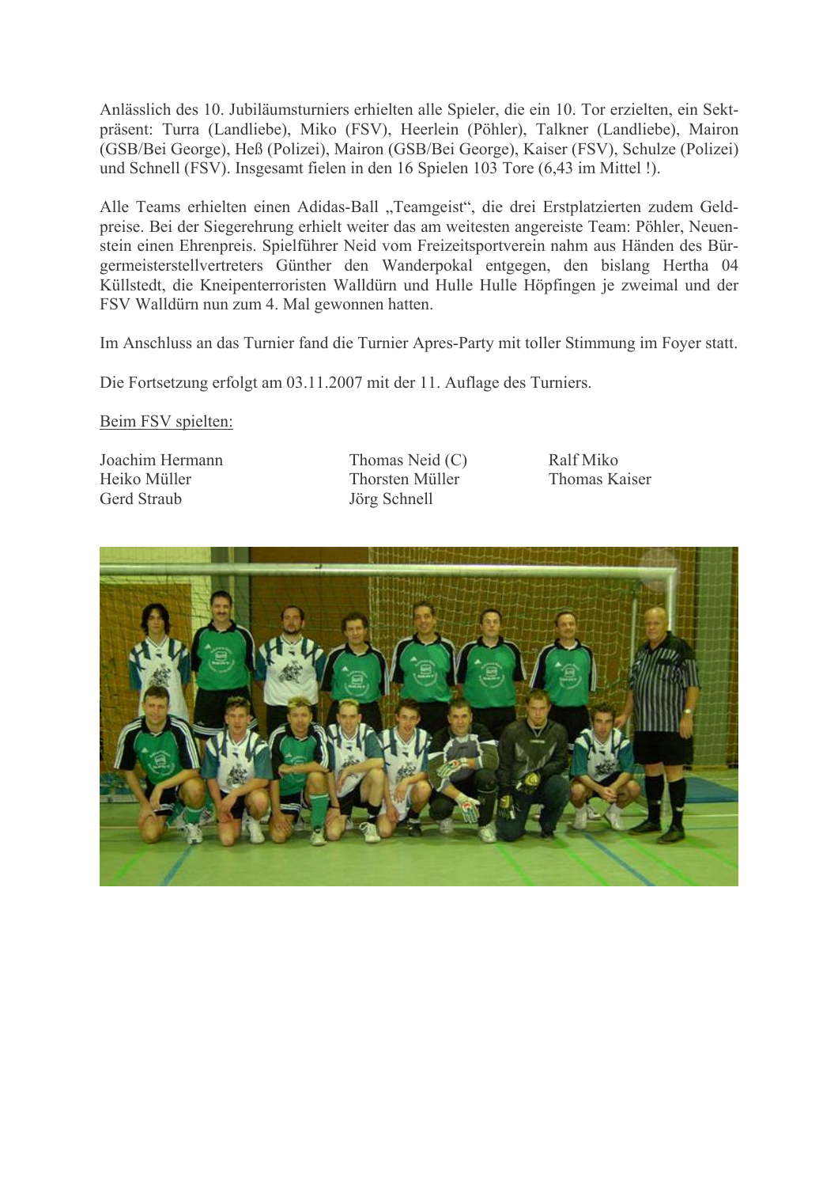Anlässlich des 10. Jubiläumsturniers erhielten alle Spieler, die ein 10. Tor erzielten, ein Sektpräsent: Turra (Landliebe), Miko (FSV), Heerlein (Pöhler), Talkner (Landliebe), Mairon (GSB/Bei George), Heß (Polizei), Mairon (GSB/Bei George), Kaiser (FSV), Schulze (Polizei) und Schnell (FSV). Insgesamt fielen in den 16 Spielen 103 Tore (6,43 im Mittel !).

Alle Teams erhielten einen Adidas-Ball „Teamgeist", die drei Erstplatzierten zudem Geldpreise. Bei der Siegerehrung erhielt weiter das am weitesten angereiste Team: Pöhler, Neuenstein einen Ehrenpreis. Spielführer Neid vom Freizeitsportverein nahm aus Händen des Bürgermeisterstellvertreters Günther den Wanderpokal entgegen, den bislang Hertha 04 Küllstedt, die Kneipenterroristen Walldürn und Hulle Hulle Höpfingen je zweimal und der FSV Walldürn nun zum 4. Mal gewonnen hatten.

Im Anschluss an das Turnier fand die Turnier Apres-Party mit toller Stimmung im Foyer statt.

Die Fortsetzung erfolgt am 03.11.2007 mit der 11. Auflage des Turniers.

Beim FSV spielten:

Joachim Hermann
Heiko Müller
Gerd Straub
Thomas Neid (C)
Thorsten Müller
Jörg Schnell
Ralf Miko
Thomas Kaiser